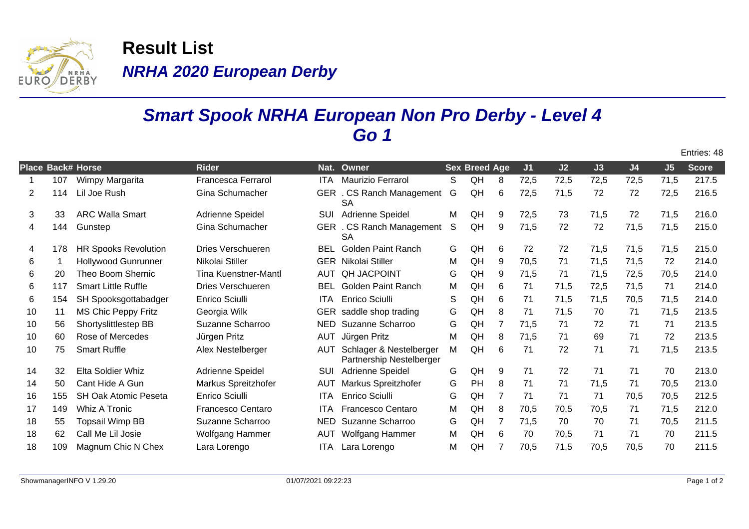# Result List

## *NRHA 2020 European Derby*

## *Smart Spook NRHA European Non Pro Derby - Level 4*
## *Go 1*

Entries: 48

| Place | Back# | Horse | Rider | Nat. | Owner | Sex | Breed | Age | J1 | J2 | J3 | J4 | J5 | Score |
|---|---|---|---|---|---|---|---|---|---|---|---|---|---|---|
| 1 | 107 | Wimpy Margarita | Francesca Ferrarol | ITA | Maurizio Ferrarol | S | QH | 8 | 72,5 | 72,5 | 72,5 | 72,5 | 71,5 | 217.5 |
| 2 | 114 | Lil Joe Rush | Gina Schumacher | GER | . CS Ranch Management SA | G | QH | 6 | 72,5 | 71,5 | 72 | 72 | 72,5 | 216.5 |
| 3 | 33 | ARC Walla Smart | Adrienne Speidel | SUI | Adrienne Speidel | M | QH | 9 | 72,5 | 73 | 71,5 | 72 | 71,5 | 216.0 |
| 4 | 144 | Gunstep | Gina Schumacher | GER | . CS Ranch Management SA | S | QH | 9 | 71,5 | 72 | 72 | 71,5 | 71,5 | 215.0 |
| 4 | 178 | HR Spooks Revolution | Dries Verschueren | BEL | Golden Paint Ranch | G | QH | 6 | 72 | 72 | 71,5 | 71,5 | 71,5 | 215.0 |
| 6 | 1 | Hollywood Gunrunner | Nikolai Stiller | GER | Nikolai Stiller | M | QH | 9 | 70,5 | 71 | 71,5 | 71,5 | 72 | 214.0 |
| 6 | 20 | Theo Boom Shernic | Tina Kuenstner-Mantl | AUT | QH JACPOINT | G | QH | 9 | 71,5 | 71 | 71,5 | 72,5 | 70,5 | 214.0 |
| 6 | 117 | Smart Little Ruffle | Dries Verschueren | BEL | Golden Paint Ranch | M | QH | 6 | 71 | 71,5 | 72,5 | 71,5 | 71 | 214.0 |
| 6 | 154 | SH Spooksgottabadger | Enrico Sciulli | ITA | Enrico Sciulli | S | QH | 6 | 71 | 71,5 | 71,5 | 70,5 | 71,5 | 214.0 |
| 10 | 11 | MS Chic Peppy Fritz | Georgia Wilk | GER | saddle shop trading | G | QH | 8 | 71 | 71,5 | 70 | 71 | 71,5 | 213.5 |
| 10 | 56 | Shortyslittlestep BB | Suzanne Scharroo | NED | Suzanne Scharroo | G | QH | 7 | 71,5 | 71 | 72 | 71 | 71 | 213.5 |
| 10 | 60 | Rose of Mercedes | Jürgen Pritz | AUT | Jürgen Pritz | M | QH | 8 | 71,5 | 71 | 69 | 71 | 72 | 213.5 |
| 10 | 75 | Smart Ruffle | Alex Nestelberger | AUT | Schlager & Nestelberger Partnership Nestelberger | M | QH | 6 | 71 | 72 | 71 | 71 | 71,5 | 213.5 |
| 14 | 32 | Elta Soldier Whiz | Adrienne Speidel | SUI | Adrienne Speidel | G | QH | 9 | 71 | 72 | 71 | 71 | 70 | 213.0 |
| 14 | 50 | Cant Hide A Gun | Markus Spreitzhofer | AUT | Markus Spreitzhofer | G | PH | 8 | 71 | 71 | 71,5 | 71 | 70,5 | 213.0 |
| 16 | 155 | SH Oak Atomic Peseta | Enrico Sciulli | ITA | Enrico Sciulli | G | QH | 7 | 71 | 71 | 71 | 70,5 | 70,5 | 212.5 |
| 17 | 149 | Whiz A Tronic | Francesco Centaro | ITA | Francesco Centaro | M | QH | 8 | 70,5 | 70,5 | 70,5 | 71 | 71,5 | 212.0 |
| 18 | 55 | Topsail Wimp BB | Suzanne Scharroo | NED | Suzanne Scharroo | G | QH | 7 | 71,5 | 70 | 70 | 71 | 70,5 | 211.5 |
| 18 | 62 | Call Me Lil Josie | Wolfgang Hammer | AUT | Wolfgang Hammer | M | QH | 6 | 70 | 70,5 | 71 | 71 | 70 | 211.5 |
| 18 | 109 | Magnum Chic N Chex | Lara Lorengo | ITA | Lara Lorengo | M | QH | 7 | 70,5 | 71,5 | 70,5 | 70,5 | 70 | 211.5 |

ShowmanagerINFO V 1.29.20 — 01/07/2021 09:22:23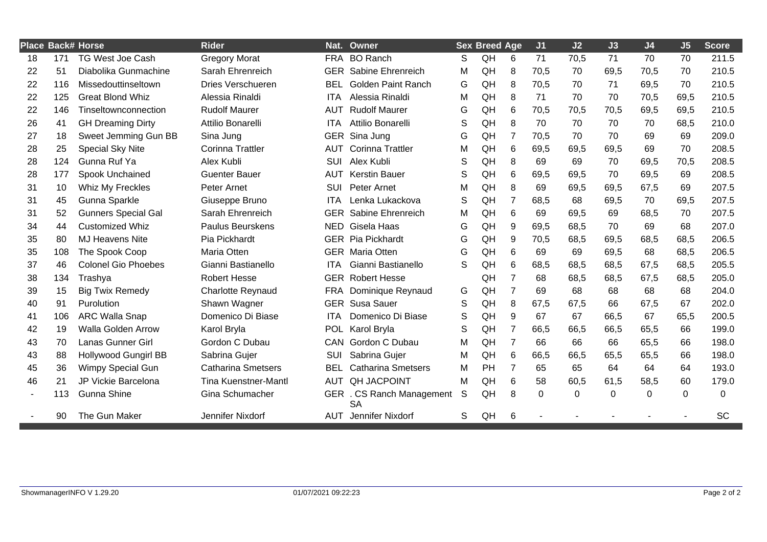| Place | Back# | Horse | Rider | Nat. | Owner | Sex | Breed | Age | J1 | J2 | J3 | J4 | J5 | Score |
|---|---|---|---|---|---|---|---|---|---|---|---|---|---|---|
| 18 | 171 | TG West Joe Cash | Gregory Morat | FRA | BO Ranch | S | QH | 6 | 71 | 70,5 | 71 | 70 | 70 | 211.5 |
| 22 | 51 | Diabolika Gunmachine | Sarah Ehrenreich | GER | Sabine Ehrenreich | M | QH | 8 | 70,5 | 70 | 69,5 | 70,5 | 70 | 210.5 |
| 22 | 116 | Missedouttinseltown | Dries Verschueren | BEL | Golden Paint Ranch | G | QH | 8 | 70,5 | 70 | 71 | 69,5 | 70 | 210.5 |
| 22 | 125 | Great Blond Whiz | Alessia Rinaldi | ITA | Alessia Rinaldi | M | QH | 8 | 71 | 70 | 70 | 70,5 | 69,5 | 210.5 |
| 22 | 146 | Tinseltownconnection | Rudolf Maurer | AUT | Rudolf Maurer | G | QH | 6 | 70,5 | 70,5 | 70,5 | 69,5 | 69,5 | 210.5 |
| 26 | 41 | GH Dreaming Dirty | Attilio Bonarelli | ITA | Attilio Bonarelli | S | QH | 8 | 70 | 70 | 70 | 70 | 68,5 | 210.0 |
| 27 | 18 | Sweet Jemming Gun BB | Sina Jung | GER | Sina Jung | G | QH | 7 | 70,5 | 70 | 70 | 69 | 69 | 209.0 |
| 28 | 25 | Special Sky Nite | Corinna Trattler | AUT | Corinna Trattler | M | QH | 6 | 69,5 | 69,5 | 69,5 | 69 | 70 | 208.5 |
| 28 | 124 | Gunna Ruf Ya | Alex Kubli | SUI | Alex Kubli | S | QH | 8 | 69 | 69 | 70 | 69,5 | 70,5 | 208.5 |
| 28 | 177 | Spook Unchained | Guenter Bauer | AUT | Kerstin Bauer | S | QH | 6 | 69,5 | 69,5 | 70 | 69,5 | 69 | 208.5 |
| 31 | 10 | Whiz My Freckles | Peter Arnet | SUI | Peter Arnet | M | QH | 8 | 69 | 69,5 | 69,5 | 67,5 | 69 | 207.5 |
| 31 | 45 | Gunna Sparkle | Giuseppe Bruno | ITA | Lenka Lukackova | S | QH | 7 | 68,5 | 68 | 69,5 | 70 | 69,5 | 207.5 |
| 31 | 52 | Gunners Special Gal | Sarah Ehrenreich | GER | Sabine Ehrenreich | M | QH | 6 | 69 | 69,5 | 69 | 68,5 | 70 | 207.5 |
| 34 | 44 | Customized Whiz | Paulus Beurskens | NED | Gisela Haas | G | QH | 9 | 69,5 | 68,5 | 70 | 69 | 68 | 207.0 |
| 35 | 80 | MJ Heavens Nite | Pia Pickhardt | GER | Pia Pickhardt | G | QH | 9 | 70,5 | 68,5 | 69,5 | 68,5 | 68,5 | 206.5 |
| 35 | 108 | The Spook Coop | Maria Otten | GER | Maria Otten | G | QH | 6 | 69 | 69 | 69,5 | 68 | 68,5 | 206.5 |
| 37 | 46 | Colonel Gio Phoebes | Gianni Bastianello | ITA | Gianni Bastianello | S | QH | 6 | 68,5 | 68,5 | 68,5 | 67,5 | 68,5 | 205.5 |
| 38 | 134 | Trashya | Robert Hesse | GER | Robert Hesse | | QH | 7 | 68 | 68,5 | 68,5 | 67,5 | 68,5 | 205.0 |
| 39 | 15 | Big Twix Remedy | Charlotte Reynaud | FRA | Dominique Reynaud | G | QH | 7 | 69 | 68 | 68 | 68 | 68 | 204.0 |
| 40 | 91 | Purolution | Shawn Wagner | GER | Susa Sauer | S | QH | 8 | 67,5 | 67,5 | 66 | 67,5 | 67 | 202.0 |
| 41 | 106 | ARC Walla Snap | Domenico Di Biase | ITA | Domenico Di Biase | S | QH | 9 | 67 | 67 | 66,5 | 67 | 65,5 | 200.5 |
| 42 | 19 | Walla Golden Arrow | Karol Bryla | POL | Karol Bryla | S | QH | 7 | 66,5 | 66,5 | 66,5 | 65,5 | 66 | 199.0 |
| 43 | 70 | Lanas Gunner Girl | Gordon C Dubau | CAN | Gordon C Dubau | M | QH | 7 | 66 | 66 | 66 | 65,5 | 66 | 198.0 |
| 43 | 88 | Hollywood Gungirl BB | Sabrina Gujer | SUI | Sabrina Gujer | M | QH | 6 | 66,5 | 66,5 | 65,5 | 65,5 | 66 | 198.0 |
| 45 | 36 | Wimpy Special Gun | Catharina Smetsers | BEL | Catharina Smetsers | M | PH | 7 | 65 | 65 | 64 | 64 | 64 | 193.0 |
| 46 | 21 | JP Vickie Barcelona | Tina Kuenstner-Mantl | AUT | QH JACPOINT | M | QH | 6 | 58 | 60,5 | 61,5 | 58,5 | 60 | 179.0 |
| - | 113 | Gunna Shine | Gina Schumacher | GER | . CS Ranch Management SA | S | QH | 8 | 0 | 0 | 0 | 0 | 0 | 0 |
| - | 90 | The Gun Maker | Jennifer Nixdorf | AUT | Jennifer Nixdorf | S | QH | 6 | - | - | - | - | - | SC |

ShowmanagerINFO V 1.29.20 01/07/2021 09:22:23